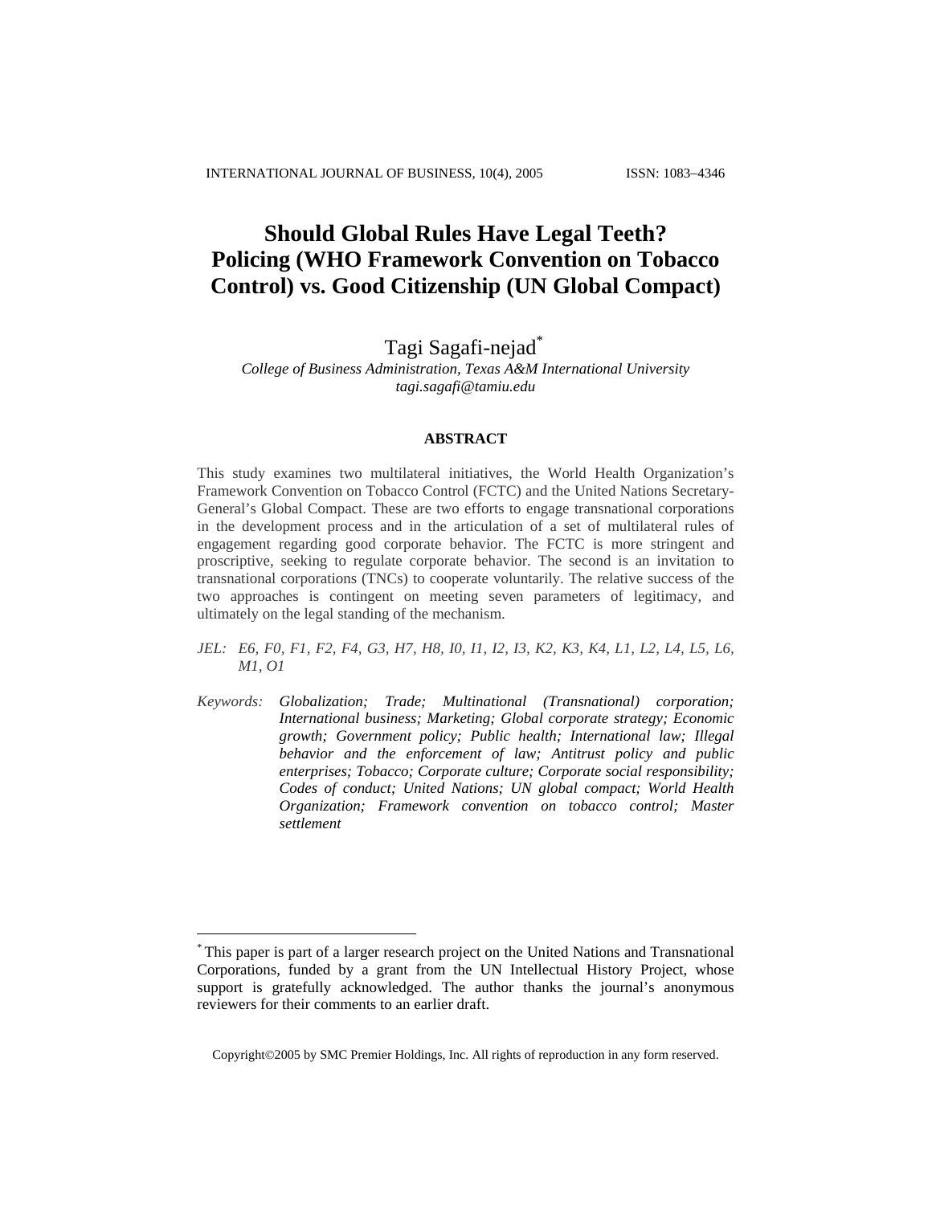# Should Global Rules Have Legal Teeth? Policing (WHO Framework Convention on Tobacco Control) vs. Good Citizenship (UN Global Compact)

Tagi Sagafi-nejad[*]

*College of Business Administration, Texas A&M International University*
*tagi.sagafi@tamiu.edu*

## ABSTRACT

This study examines two multilateral initiatives, the World Health Organization's Framework Convention on Tobacco Control (FCTC) and the United Nations Secretary-General's Global Compact. These are two efforts to engage transnational corporations in the development process and in the articulation of a set of multilateral rules of engagement regarding good corporate behavior. The FCTC is more stringent and proscriptive, seeking to regulate corporate behavior. The second is an invitation to transnational corporations (TNCs) to cooperate voluntarily. The relative success of the two approaches is contingent on meeting seven parameters of legitimacy, and ultimately on the legal standing of the mechanism.

*JEL:* *E6, F0, F1, F2, F4, G3, H7, H8, I0, I1, I2, I3, K2, K3, K4, L1, L2, L4, L5, L6, M1, O1*

*Keywords:* *Globalization; Trade; Multinational (Transnational) corporation; International business; Marketing; Global corporate strategy; Economic growth; Government policy; Public health; International law; Illegal behavior and the enforcement of law; Antitrust policy and public enterprises; Tobacco; Corporate culture; Corporate social responsibility; Codes of conduct; United Nations; UN global compact; World Health Organization; Framework convention on tobacco control; Master settlement*

---

[*] This paper is part of a larger research project on the United Nations and Transnational Corporations, funded by a grant from the UN Intellectual History Project, whose support is gratefully acknowledged. The author thanks the journal's anonymous reviewers for their comments to an earlier draft.

Copyright©2005 by SMC Premier Holdings, Inc. All rights of reproduction in any form reserved.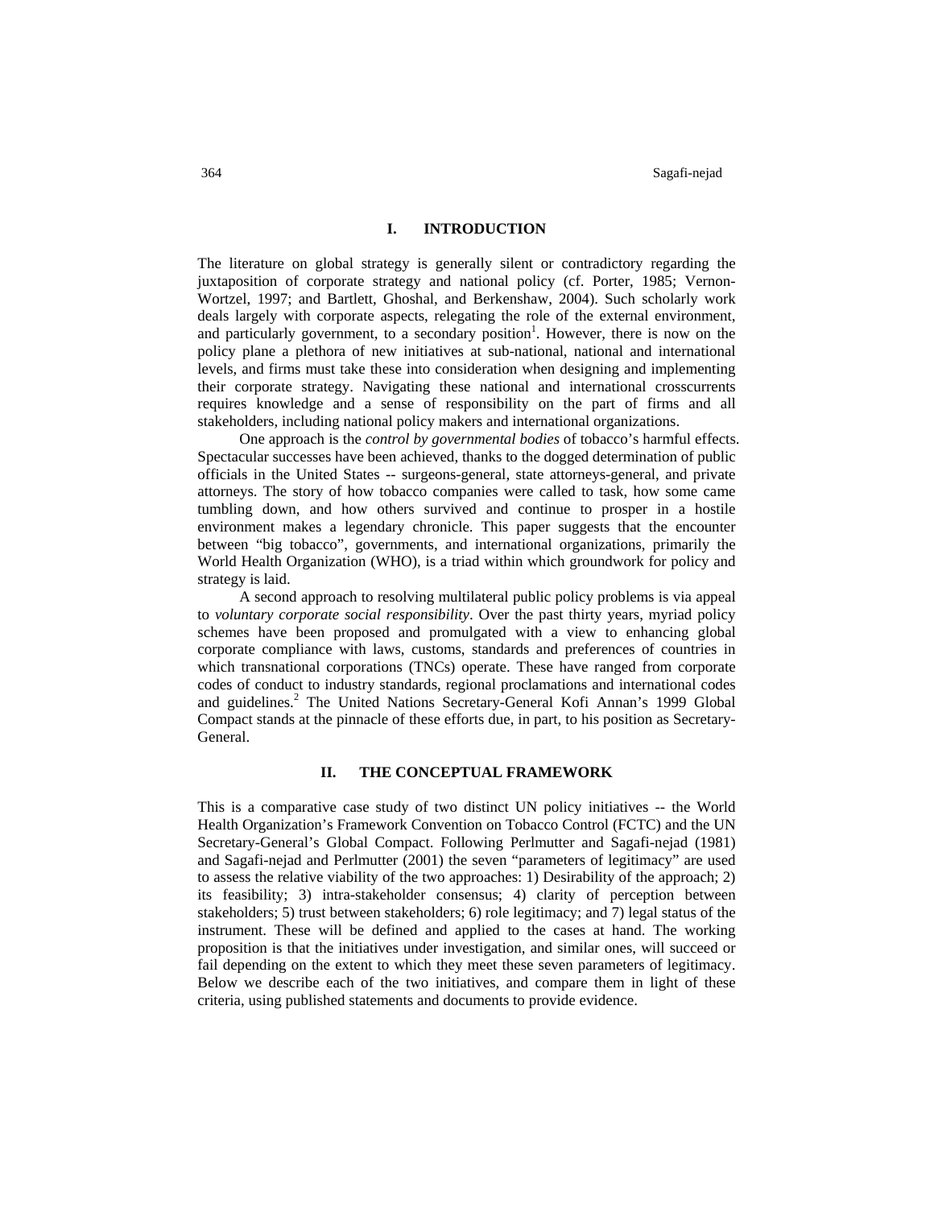## I. INTRODUCTION

The literature on global strategy is generally silent or contradictory regarding the juxtaposition of corporate strategy and national policy (cf. Porter, 1985; Vernon-Wortzel, 1997; and Bartlett, Ghoshal, and Berkenshaw, 2004). Such scholarly work deals largely with corporate aspects, relegating the role of the external environment, and particularly government, to a secondary position[1]. However, there is now on the policy plane a plethora of new initiatives at sub-national, national and international levels, and firms must take these into consideration when designing and implementing their corporate strategy. Navigating these national and international crosscurrents requires knowledge and a sense of responsibility on the part of firms and all stakeholders, including national policy makers and international organizations.

One approach is the *control by governmental bodies* of tobacco's harmful effects. Spectacular successes have been achieved, thanks to the dogged determination of public officials in the United States -- surgeons-general, state attorneys-general, and private attorneys. The story of how tobacco companies were called to task, how some came tumbling down, and how others survived and continue to prosper in a hostile environment makes a legendary chronicle. This paper suggests that the encounter between "big tobacco", governments, and international organizations, primarily the World Health Organization (WHO), is a triad within which groundwork for policy and strategy is laid.

A second approach to resolving multilateral public policy problems is via appeal to *voluntary corporate social responsibility*. Over the past thirty years, myriad policy schemes have been proposed and promulgated with a view to enhancing global corporate compliance with laws, customs, standards and preferences of countries in which transnational corporations (TNCs) operate. These have ranged from corporate codes of conduct to industry standards, regional proclamations and international codes and guidelines.[2] The United Nations Secretary-General Kofi Annan's 1999 Global Compact stands at the pinnacle of these efforts due, in part, to his position as Secretary-General.

## II. THE CONCEPTUAL FRAMEWORK

This is a comparative case study of two distinct UN policy initiatives -- the World Health Organization's Framework Convention on Tobacco Control (FCTC) and the UN Secretary-General's Global Compact. Following Perlmutter and Sagafi-nejad (1981) and Sagafi-nejad and Perlmutter (2001) the seven "parameters of legitimacy" are used to assess the relative viability of the two approaches: 1) Desirability of the approach; 2) its feasibility; 3) intra-stakeholder consensus; 4) clarity of perception between stakeholders; 5) trust between stakeholders; 6) role legitimacy; and 7) legal status of the instrument. These will be defined and applied to the cases at hand. The working proposition is that the initiatives under investigation, and similar ones, will succeed or fail depending on the extent to which they meet these seven parameters of legitimacy. Below we describe each of the two initiatives, and compare them in light of these criteria, using published statements and documents to provide evidence.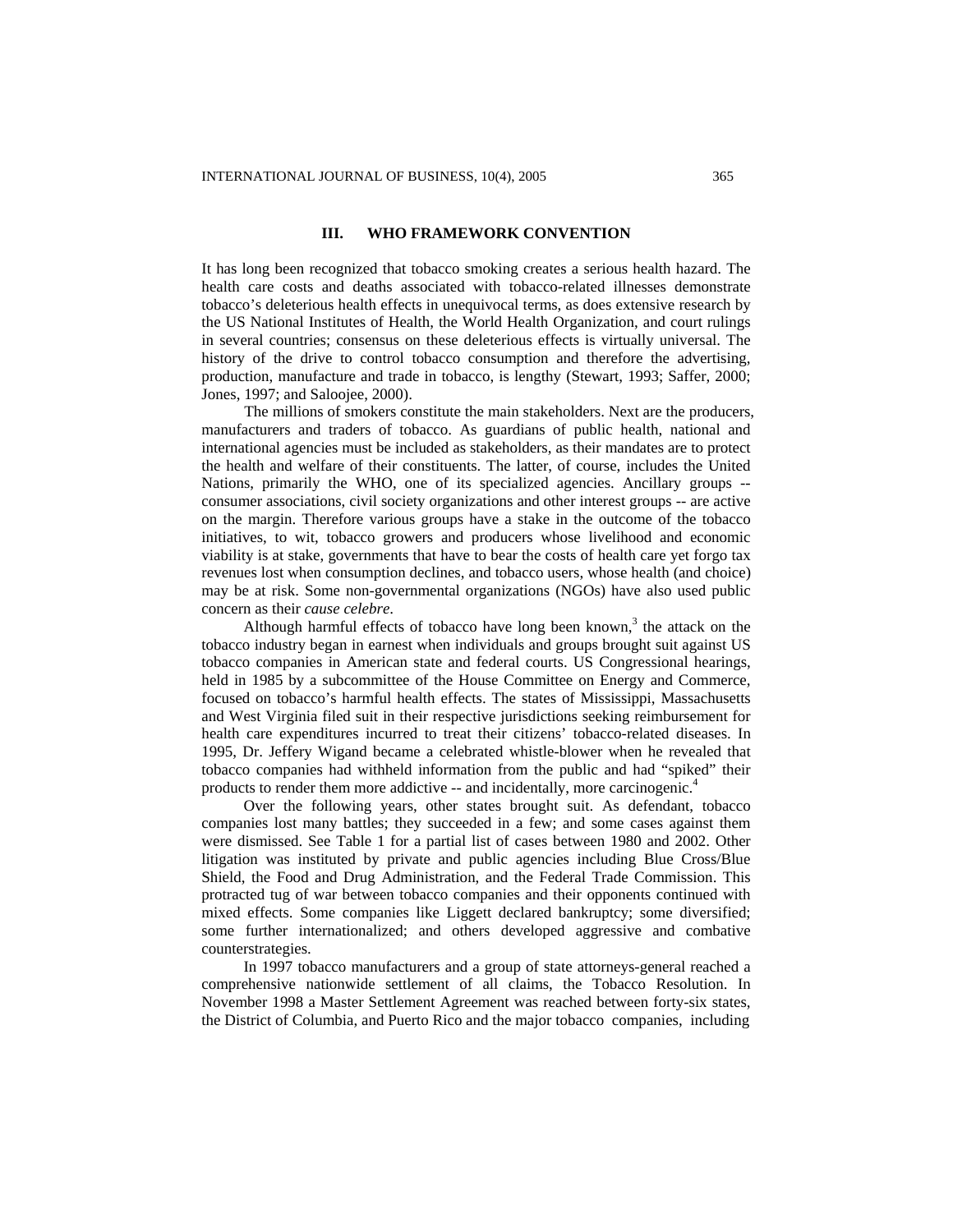## III. WHO FRAMEWORK CONVENTION

It has long been recognized that tobacco smoking creates a serious health hazard. The health care costs and deaths associated with tobacco-related illnesses demonstrate tobacco's deleterious health effects in unequivocal terms, as does extensive research by the US National Institutes of Health, the World Health Organization, and court rulings in several countries; consensus on these deleterious effects is virtually universal. The history of the drive to control tobacco consumption and therefore the advertising, production, manufacture and trade in tobacco, is lengthy (Stewart, 1993; Saffer, 2000; Jones, 1997; and Saloojee, 2000).

The millions of smokers constitute the main stakeholders. Next are the producers, manufacturers and traders of tobacco. As guardians of public health, national and international agencies must be included as stakeholders, as their mandates are to protect the health and welfare of their constituents. The latter, of course, includes the United Nations, primarily the WHO, one of its specialized agencies. Ancillary groups -- consumer associations, civil society organizations and other interest groups -- are active on the margin. Therefore various groups have a stake in the outcome of the tobacco initiatives, to wit, tobacco growers and producers whose livelihood and economic viability is at stake, governments that have to bear the costs of health care yet forgo tax revenues lost when consumption declines, and tobacco users, whose health (and choice) may be at risk. Some non-governmental organizations (NGOs) have also used public concern as their *cause celebre*.

Although harmful effects of tobacco have long been known,[3] the attack on the tobacco industry began in earnest when individuals and groups brought suit against US tobacco companies in American state and federal courts. US Congressional hearings, held in 1985 by a subcommittee of the House Committee on Energy and Commerce, focused on tobacco's harmful health effects. The states of Mississippi, Massachusetts and West Virginia filed suit in their respective jurisdictions seeking reimbursement for health care expenditures incurred to treat their citizens' tobacco-related diseases. In 1995, Dr. Jeffery Wigand became a celebrated whistle-blower when he revealed that tobacco companies had withheld information from the public and had "spiked" their products to render them more addictive -- and incidentally, more carcinogenic.[4]

Over the following years, other states brought suit. As defendant, tobacco companies lost many battles; they succeeded in a few; and some cases against them were dismissed. See Table 1 for a partial list of cases between 1980 and 2002. Other litigation was instituted by private and public agencies including Blue Cross/Blue Shield, the Food and Drug Administration, and the Federal Trade Commission. This protracted tug of war between tobacco companies and their opponents continued with mixed effects. Some companies like Liggett declared bankruptcy; some diversified; some further internationalized; and others developed aggressive and combative counterstrategies.

In 1997 tobacco manufacturers and a group of state attorneys-general reached a comprehensive nationwide settlement of all claims, the Tobacco Resolution. In November 1998 a Master Settlement Agreement was reached between forty-six states, the District of Columbia, and Puerto Rico and the major tobacco companies, including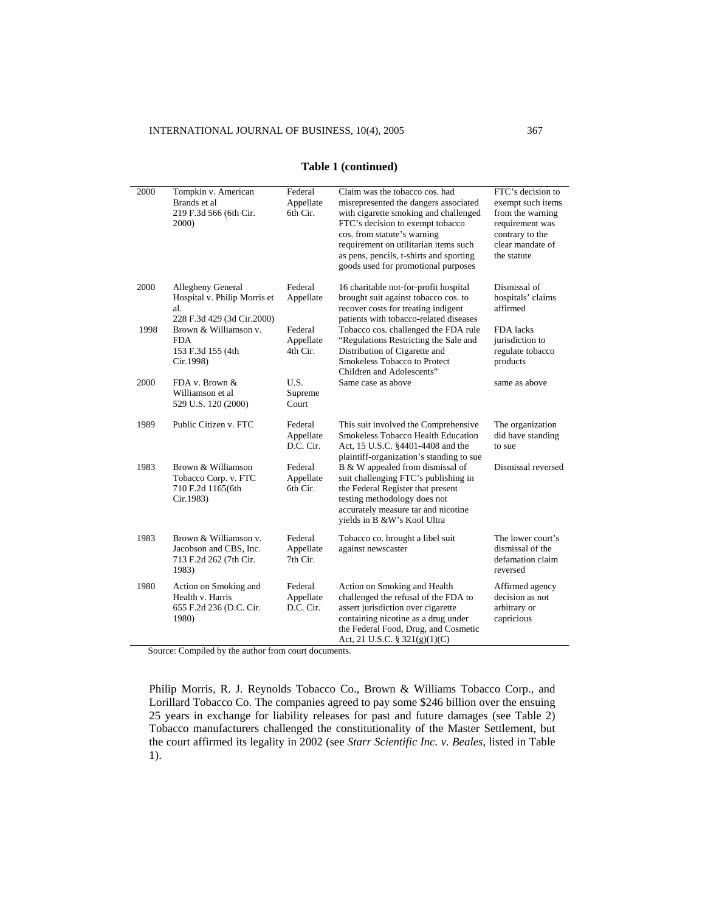**Table 1 (continued)**

| | | | | |
|---|---|---|---|---|
| 2000 | Tompkin v. American Brands et al 219 F.3d 566 (6th Cir. 2000) | Federal Appellate 6th Cir. | Claim was the tobacco cos. had misrepresented the dangers associated with cigarette smoking and challenged FTC's decision to exempt tobacco cos. from statute's warning requirement on utilitarian items such as pens, pencils, t-shirts and sporting goods used for promotional purposes | FTC's decision to exempt such items from the warning requirement was contrary to the clear mandate of the statute |
| 2000 | Allegheny General Hospital v. Philip Morris et al. 228 F.3d 429 (3d Cir.2000) | Federal Appellate | 16 charitable not-for-profit hospital brought suit against tobacco cos. to recover costs for treating indigent patients with tobacco-related diseases | Dismissal of hospitals' claims affirmed |
| 1998 | Brown & Williamson v. FDA 153 F.3d 155 (4th Cir.1998) | Federal Appellate 4th Cir. | Tobacco cos. challenged the FDA rule "Regulations Restricting the Sale and Distribution of Cigarette and Smokeless Tobacco to Protect Children and Adolescents" | FDA lacks jurisdiction to regulate tobacco products |
| 2000 | FDA v. Brown & Williamson et al 529 U.S. 120 (2000) | U.S. Supreme Court | Same case as above | same as above |
| 1989 | Public Citizen v. FTC | Federal Appellate D.C. Cir. | This suit involved the Comprehensive Smokeless Tobacco Health Education Act, 15 U.S.C. §4401-4408 and the plaintiff-organization's standing to sue | The organization did have standing to sue |
| 1983 | Brown & Williamson Tobacco Corp. v. FTC 710 F.2d 1165(6th Cir.1983) | Federal Appellate 6th Cir. | B & W appealed from dismissal of suit challenging FTC's publishing in the Federal Register that present testing methodology does not accurately measure tar and nicotine yields in B &W's Kool Ultra | Dismissal reversed |
| 1983 | Brown & Williamson v. Jacobson and CBS, Inc. 713 F.2d 262 (7th Cir. 1983) | Federal Appellate 7th Cir. | Tobacco co. brought a libel suit against newscaster | The lower court's dismissal of the defamation claim reversed |
| 1980 | Action on Smoking and Health v. Harris 655 F.2d 236 (D.C. Cir. 1980) | Federal Appellate D.C. Cir. | Action on Smoking and Health challenged the refusal of the FDA to assert jurisdiction over cigarette containing nicotine as a drug under the Federal Food, Drug, and Cosmetic Act, 21 U.S.C. § 321(g)(1)(C) | Affirmed agency decision as not arbitrary or capricious |

Source: Compiled by the author from court documents.

Philip Morris, R. J. Reynolds Tobacco Co., Brown & Williams Tobacco Corp., and Lorillard Tobacco Co. The companies agreed to pay some $246 billion over the ensuing 25 years in exchange for liability releases for past and future damages (see Table 2) Tobacco manufacturers challenged the constitutionality of the Master Settlement, but the court affirmed its legality in 2002 (see *Starr Scientific Inc. v. Beales*, listed in Table 1).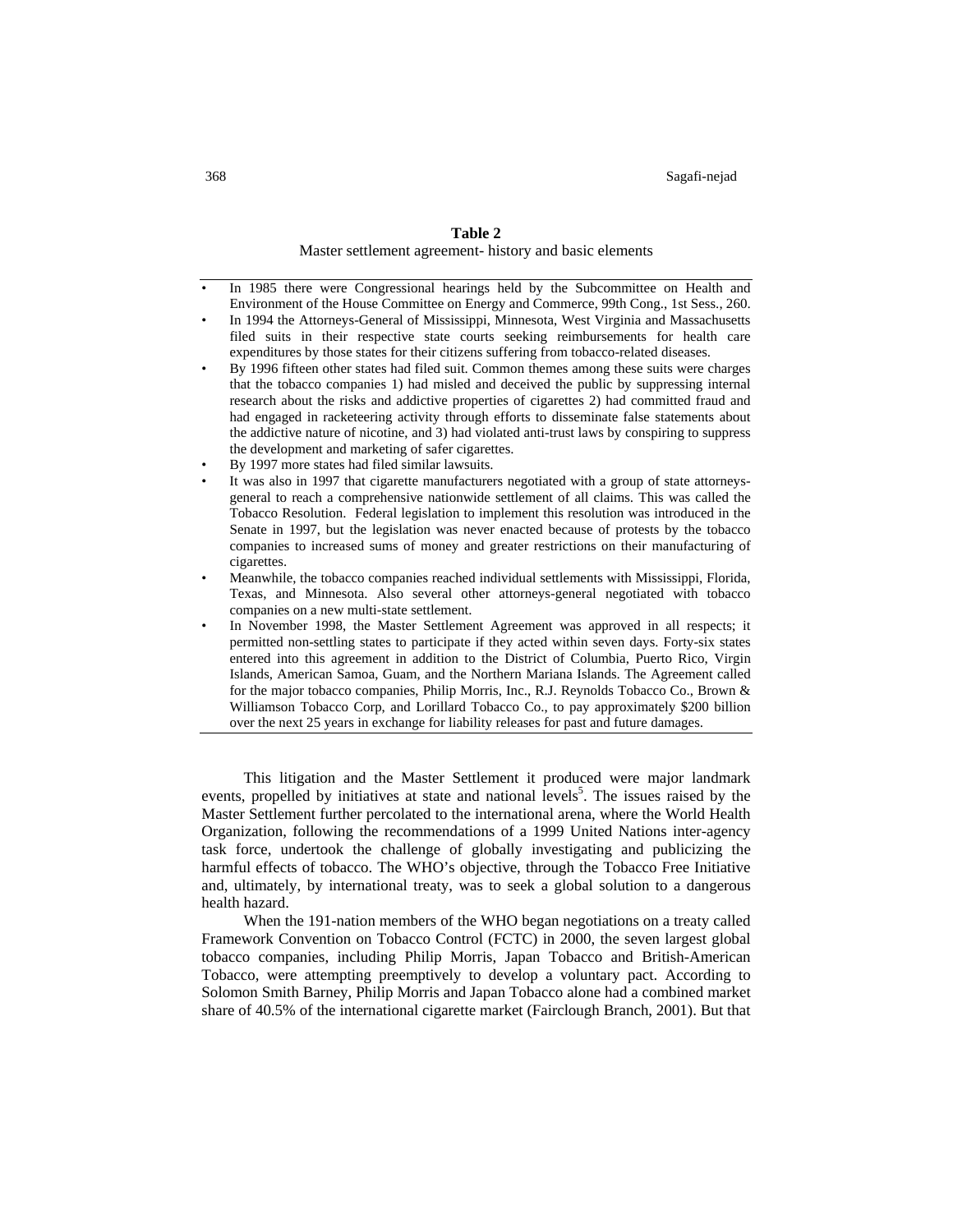**Table 2**

Master settlement agreement- history and basic elements

- In 1985 there were Congressional hearings held by the Subcommittee on Health and Environment of the House Committee on Energy and Commerce, 99th Cong., 1st Sess., 260.
- In 1994 the Attorneys-General of Mississippi, Minnesota, West Virginia and Massachusetts filed suits in their respective state courts seeking reimbursements for health care expenditures by those states for their citizens suffering from tobacco-related diseases.
- By 1996 fifteen other states had filed suit. Common themes among these suits were charges that the tobacco companies 1) had misled and deceived the public by suppressing internal research about the risks and addictive properties of cigarettes 2) had committed fraud and had engaged in racketeering activity through efforts to disseminate false statements about the addictive nature of nicotine, and 3) had violated anti-trust laws by conspiring to suppress the development and marketing of safer cigarettes.
- By 1997 more states had filed similar lawsuits.
- It was also in 1997 that cigarette manufacturers negotiated with a group of state attorneys-general to reach a comprehensive nationwide settlement of all claims. This was called the Tobacco Resolution. Federal legislation to implement this resolution was introduced in the Senate in 1997, but the legislation was never enacted because of protests by the tobacco companies to increased sums of money and greater restrictions on their manufacturing of cigarettes.
- Meanwhile, the tobacco companies reached individual settlements with Mississippi, Florida, Texas, and Minnesota. Also several other attorneys-general negotiated with tobacco companies on a new multi-state settlement.
- In November 1998, the Master Settlement Agreement was approved in all respects; it permitted non-settling states to participate if they acted within seven days. Forty-six states entered into this agreement in addition to the District of Columbia, Puerto Rico, Virgin Islands, American Samoa, Guam, and the Northern Mariana Islands. The Agreement called for the major tobacco companies, Philip Morris, Inc., R.J. Reynolds Tobacco Co., Brown & Williamson Tobacco Corp, and Lorillard Tobacco Co., to pay approximately $200 billion over the next 25 years in exchange for liability releases for past and future damages.

This litigation and the Master Settlement it produced were major landmark events, propelled by initiatives at state and national levels[5]. The issues raised by the Master Settlement further percolated to the international arena, where the World Health Organization, following the recommendations of a 1999 United Nations inter-agency task force, undertook the challenge of globally investigating and publicizing the harmful effects of tobacco. The WHO's objective, through the Tobacco Free Initiative and, ultimately, by international treaty, was to seek a global solution to a dangerous health hazard.

When the 191-nation members of the WHO began negotiations on a treaty called Framework Convention on Tobacco Control (FCTC) in 2000, the seven largest global tobacco companies, including Philip Morris, Japan Tobacco and British-American Tobacco, were attempting preemptively to develop a voluntary pact. According to Solomon Smith Barney, Philip Morris and Japan Tobacco alone had a combined market share of 40.5% of the international cigarette market (Fairclough Branch, 2001). But that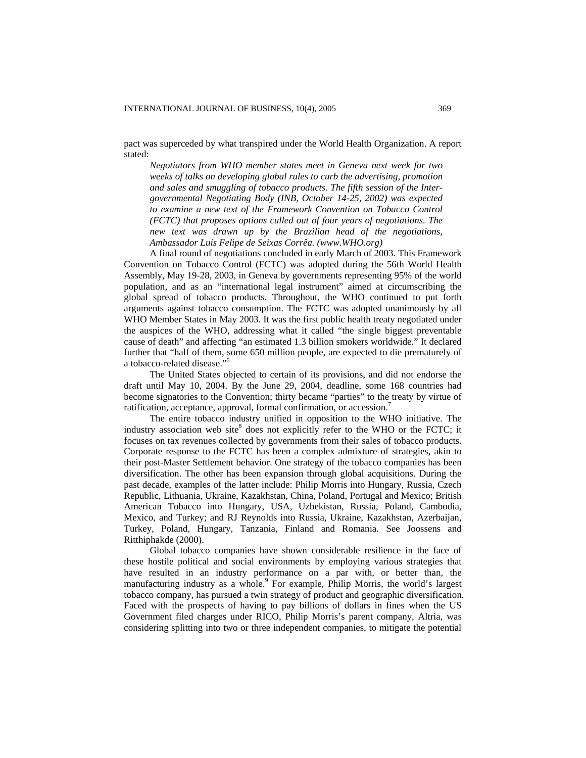pact was superceded by what transpired under the World Health Organization. A report stated:

> *Negotiators from WHO member states meet in Geneva next week for two weeks of talks on developing global rules to curb the advertising, promotion and sales and smuggling of tobacco products. The fifth session of the Inter-governmental Negotiating Body (INB, October 14-25, 2002) was expected to examine a new text of the Framework Convention on Tobacco Control (FCTC) that proposes options culled out of four years of negotiations. The new text was drawn up by the Brazilian head of the negotiations, Ambassador Luis Felipe de Seixas Corrêa. (www.WHO.org)*

A final round of negotiations concluded in early March of 2003. This Framework Convention on Tobacco Control (FCTC) was adopted during the 56th World Health Assembly, May 19-28, 2003, in Geneva by governments representing 95% of the world population, and as an "international legal instrument" aimed at circumscribing the global spread of tobacco products. Throughout, the WHO continued to put forth arguments against tobacco consumption. The FCTC was adopted unanimously by all WHO Member States in May 2003. It was the first public health treaty negotiated under the auspices of the WHO, addressing what it called "the single biggest preventable cause of death" and affecting "an estimated 1.3 billion smokers worldwide." It declared further that "half of them, some 650 million people, are expected to die prematurely of a tobacco-related disease."[6]

The United States objected to certain of its provisions, and did not endorse the draft until May 10, 2004. By the June 29, 2004, deadline, some 168 countries had become signatories to the Convention; thirty became "parties" to the treaty by virtue of ratification, acceptance, approval, formal confirmation, or accession.[7]

The entire tobacco industry unified in opposition to the WHO initiative. The industry association web site[8] does not explicitly refer to the WHO or the FCTC; it focuses on tax revenues collected by governments from their sales of tobacco products. Corporate response to the FCTC has been a complex admixture of strategies, akin to their post-Master Settlement behavior. One strategy of the tobacco companies has been diversification. The other has been expansion through global acquisitions. During the past decade, examples of the latter include: Philip Morris into Hungary, Russia, Czech Republic, Lithuania, Ukraine, Kazakhstan, China, Poland, Portugal and Mexico; British American Tobacco into Hungary, USA, Uzbekistan, Russia, Poland, Cambodia, Mexico, and Turkey; and RJ Reynolds into Russia, Ukraine, Kazakhstan, Azerbaijan, Turkey, Poland, Hungary, Tanzania, Finland and Romania. See Joossens and Ritthiphakde (2000).

Global tobacco companies have shown considerable resilience in the face of these hostile political and social environments by employing various strategies that have resulted in an industry performance on a par with, or better than, the manufacturing industry as a whole.[9] For example, Philip Morris, the world's largest tobacco company, has pursued a twin strategy of product and geographic diversification. Faced with the prospects of having to pay billions of dollars in fines when the US Government filed charges under RICO, Philip Morris's parent company, Altria, was considering splitting into two or three independent companies, to mitigate the potential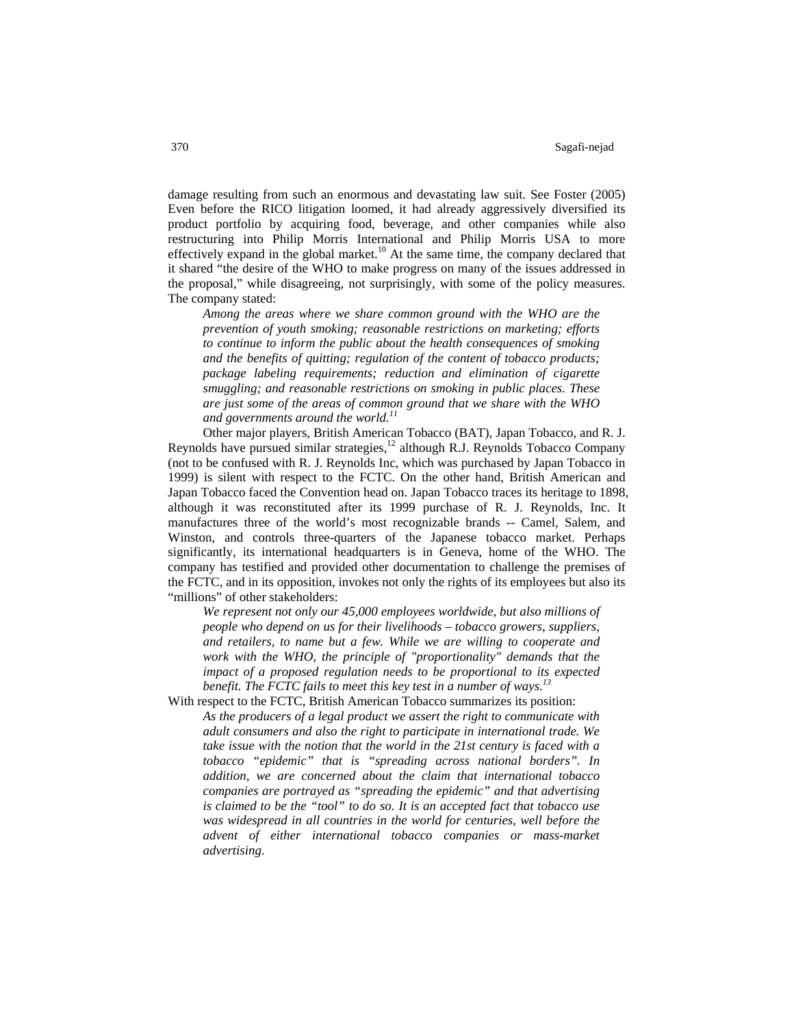damage resulting from such an enormous and devastating law suit. See Foster (2005) Even before the RICO litigation loomed, it had already aggressively diversified its product portfolio by acquiring food, beverage, and other companies while also restructuring into Philip Morris International and Philip Morris USA to more effectively expand in the global market.[10] At the same time, the company declared that it shared "the desire of the WHO to make progress on many of the issues addressed in the proposal," while disagreeing, not surprisingly, with some of the policy measures. The company stated:

> *Among the areas where we share common ground with the WHO are the prevention of youth smoking; reasonable restrictions on marketing; efforts to continue to inform the public about the health consequences of smoking and the benefits of quitting; regulation of the content of tobacco products; package labeling requirements; reduction and elimination of cigarette smuggling; and reasonable restrictions on smoking in public places. These are just some of the areas of common ground that we share with the WHO and governments around the world.*[11]

Other major players, British American Tobacco (BAT), Japan Tobacco, and R. J. Reynolds have pursued similar strategies,[12] although R.J. Reynolds Tobacco Company (not to be confused with R. J. Reynolds Inc, which was purchased by Japan Tobacco in 1999) is silent with respect to the FCTC. On the other hand, British American and Japan Tobacco faced the Convention head on. Japan Tobacco traces its heritage to 1898, although it was reconstituted after its 1999 purchase of R. J. Reynolds, Inc. It manufactures three of the world's most recognizable brands -- Camel, Salem, and Winston, and controls three-quarters of the Japanese tobacco market. Perhaps significantly, its international headquarters is in Geneva, home of the WHO. The company has testified and provided other documentation to challenge the premises of the FCTC, and in its opposition, invokes not only the rights of its employees but also its "millions" of other stakeholders:

> *We represent not only our 45,000 employees worldwide, but also millions of people who depend on us for their livelihoods – tobacco growers, suppliers, and retailers, to name but a few. While we are willing to cooperate and work with the WHO, the principle of "proportionality" demands that the impact of a proposed regulation needs to be proportional to its expected benefit. The FCTC fails to meet this key test in a number of ways.*[13]

With respect to the FCTC, British American Tobacco summarizes its position:

> *As the producers of a legal product we assert the right to communicate with adult consumers and also the right to participate in international trade. We take issue with the notion that the world in the 21st century is faced with a tobacco "epidemic" that is "spreading across national borders". In addition, we are concerned about the claim that international tobacco companies are portrayed as "spreading the epidemic" and that advertising is claimed to be the "tool" to do so. It is an accepted fact that tobacco use was widespread in all countries in the world for centuries, well before the advent of either international tobacco companies or mass-market advertising.*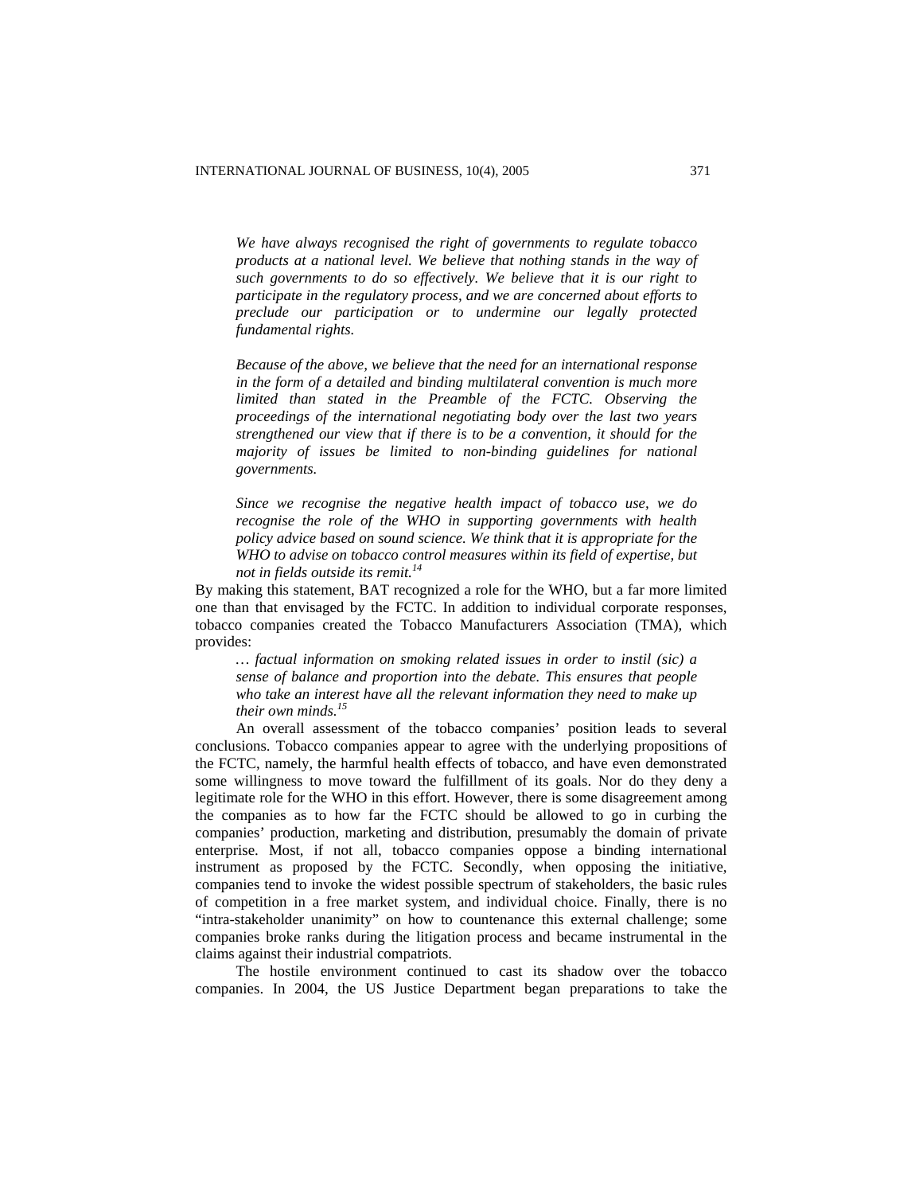*We have always recognised the right of governments to regulate tobacco products at a national level. We believe that nothing stands in the way of such governments to do so effectively. We believe that it is our right to participate in the regulatory process, and we are concerned about efforts to preclude our participation or to undermine our legally protected fundamental rights.*

*Because of the above, we believe that the need for an international response in the form of a detailed and binding multilateral convention is much more limited than stated in the Preamble of the FCTC. Observing the proceedings of the international negotiating body over the last two years strengthened our view that if there is to be a convention, it should for the majority of issues be limited to non-binding guidelines for national governments.*

*Since we recognise the negative health impact of tobacco use, we do recognise the role of the WHO in supporting governments with health policy advice based on sound science. We think that it is appropriate for the WHO to advise on tobacco control measures within its field of expertise, but not in fields outside its remit.*[14]

By making this statement, BAT recognized a role for the WHO, but a far more limited one than that envisaged by the FCTC. In addition to individual corporate responses, tobacco companies created the Tobacco Manufacturers Association (TMA), which provides:

*… factual information on smoking related issues in order to instil (sic) a sense of balance and proportion into the debate. This ensures that people who take an interest have all the relevant information they need to make up their own minds.*[15]

An overall assessment of the tobacco companies' position leads to several conclusions. Tobacco companies appear to agree with the underlying propositions of the FCTC, namely, the harmful health effects of tobacco, and have even demonstrated some willingness to move toward the fulfillment of its goals. Nor do they deny a legitimate role for the WHO in this effort. However, there is some disagreement among the companies as to how far the FCTC should be allowed to go in curbing the companies' production, marketing and distribution, presumably the domain of private enterprise. Most, if not all, tobacco companies oppose a binding international instrument as proposed by the FCTC. Secondly, when opposing the initiative, companies tend to invoke the widest possible spectrum of stakeholders, the basic rules of competition in a free market system, and individual choice. Finally, there is no "intra-stakeholder unanimity" on how to countenance this external challenge; some companies broke ranks during the litigation process and became instrumental in the claims against their industrial compatriots.

The hostile environment continued to cast its shadow over the tobacco companies. In 2004, the US Justice Department began preparations to take the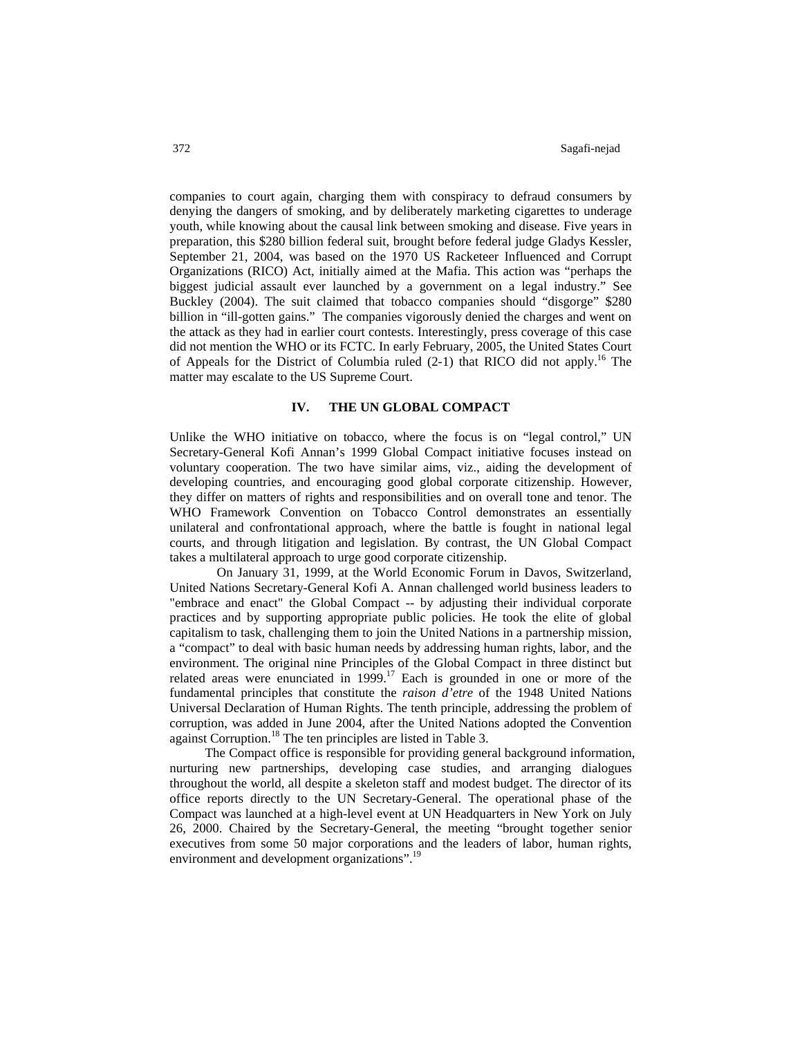companies to court again, charging them with conspiracy to defraud consumers by denying the dangers of smoking, and by deliberately marketing cigarettes to underage youth, while knowing about the causal link between smoking and disease. Five years in preparation, this $280 billion federal suit, brought before federal judge Gladys Kessler, September 21, 2004, was based on the 1970 US Racketeer Influenced and Corrupt Organizations (RICO) Act, initially aimed at the Mafia. This action was "perhaps the biggest judicial assault ever launched by a government on a legal industry." See Buckley (2004). The suit claimed that tobacco companies should "disgorge" $280 billion in "ill-gotten gains." The companies vigorously denied the charges and went on the attack as they had in earlier court contests. Interestingly, press coverage of this case did not mention the WHO or its FCTC. In early February, 2005, the United States Court of Appeals for the District of Columbia ruled (2-1) that RICO did not apply.[16] The matter may escalate to the US Supreme Court.

## IV. THE UN GLOBAL COMPACT

Unlike the WHO initiative on tobacco, where the focus is on "legal control," UN Secretary-General Kofi Annan's 1999 Global Compact initiative focuses instead on voluntary cooperation. The two have similar aims, viz., aiding the development of developing countries, and encouraging good global corporate citizenship. However, they differ on matters of rights and responsibilities and on overall tone and tenor. The WHO Framework Convention on Tobacco Control demonstrates an essentially unilateral and confrontational approach, where the battle is fought in national legal courts, and through litigation and legislation. By contrast, the UN Global Compact takes a multilateral approach to urge good corporate citizenship.

On January 31, 1999, at the World Economic Forum in Davos, Switzerland, United Nations Secretary-General Kofi A. Annan challenged world business leaders to "embrace and enact" the Global Compact -- by adjusting their individual corporate practices and by supporting appropriate public policies. He took the elite of global capitalism to task, challenging them to join the United Nations in a partnership mission, a "compact" to deal with basic human needs by addressing human rights, labor, and the environment. The original nine Principles of the Global Compact in three distinct but related areas were enunciated in 1999.[17] Each is grounded in one or more of the fundamental principles that constitute the *raison d'etre* of the 1948 United Nations Universal Declaration of Human Rights. The tenth principle, addressing the problem of corruption, was added in June 2004, after the United Nations adopted the Convention against Corruption.[18] The ten principles are listed in Table 3.

The Compact office is responsible for providing general background information, nurturing new partnerships, developing case studies, and arranging dialogues throughout the world, all despite a skeleton staff and modest budget. The director of its office reports directly to the UN Secretary-General. The operational phase of the Compact was launched at a high-level event at UN Headquarters in New York on July 26, 2000. Chaired by the Secretary-General, the meeting "brought together senior executives from some 50 major corporations and the leaders of labor, human rights, environment and development organizations".[19]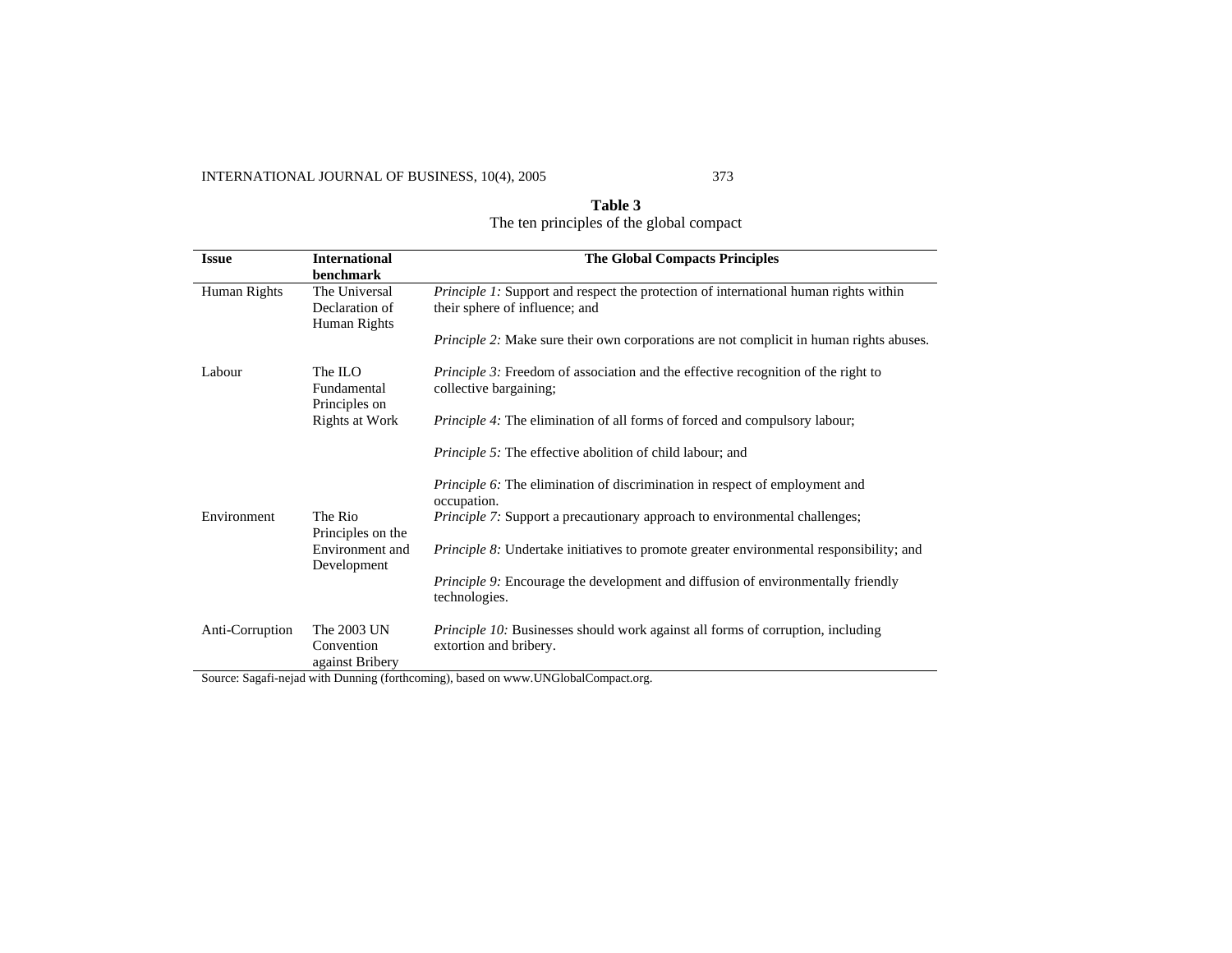**Table 3**
The ten principles of the global compact

| Issue | International benchmark | The Global Compacts Principles |
|---|---|---|
| Human Rights | The Universal Declaration of Human Rights | *Principle 1:* Support and respect the protection of international human rights within their sphere of influence; and |
| | | *Principle 2:* Make sure their own corporations are not complicit in human rights abuses. |
| Labour | The ILO Fundamental Principles on Rights at Work | *Principle 3:* Freedom of association and the effective recognition of the right to collective bargaining; |
| | | *Principle 4:* The elimination of all forms of forced and compulsory labour; |
| | | *Principle 5:* The effective abolition of child labour; and |
| | | *Principle 6:* The elimination of discrimination in respect of employment and occupation. |
| Environment | The Rio Principles on the Environment and Development | *Principle 7:* Support a precautionary approach to environmental challenges; |
| | | *Principle 8:* Undertake initiatives to promote greater environmental responsibility; and |
| | | *Principle 9:* Encourage the development and diffusion of environmentally friendly technologies. |
| Anti-Corruption | The 2003 UN Convention against Bribery | *Principle 10:* Businesses should work against all forms of corruption, including extortion and bribery. |

Source: Sagafi-nejad with Dunning (forthcoming), based on www.UNGlobalCompact.org.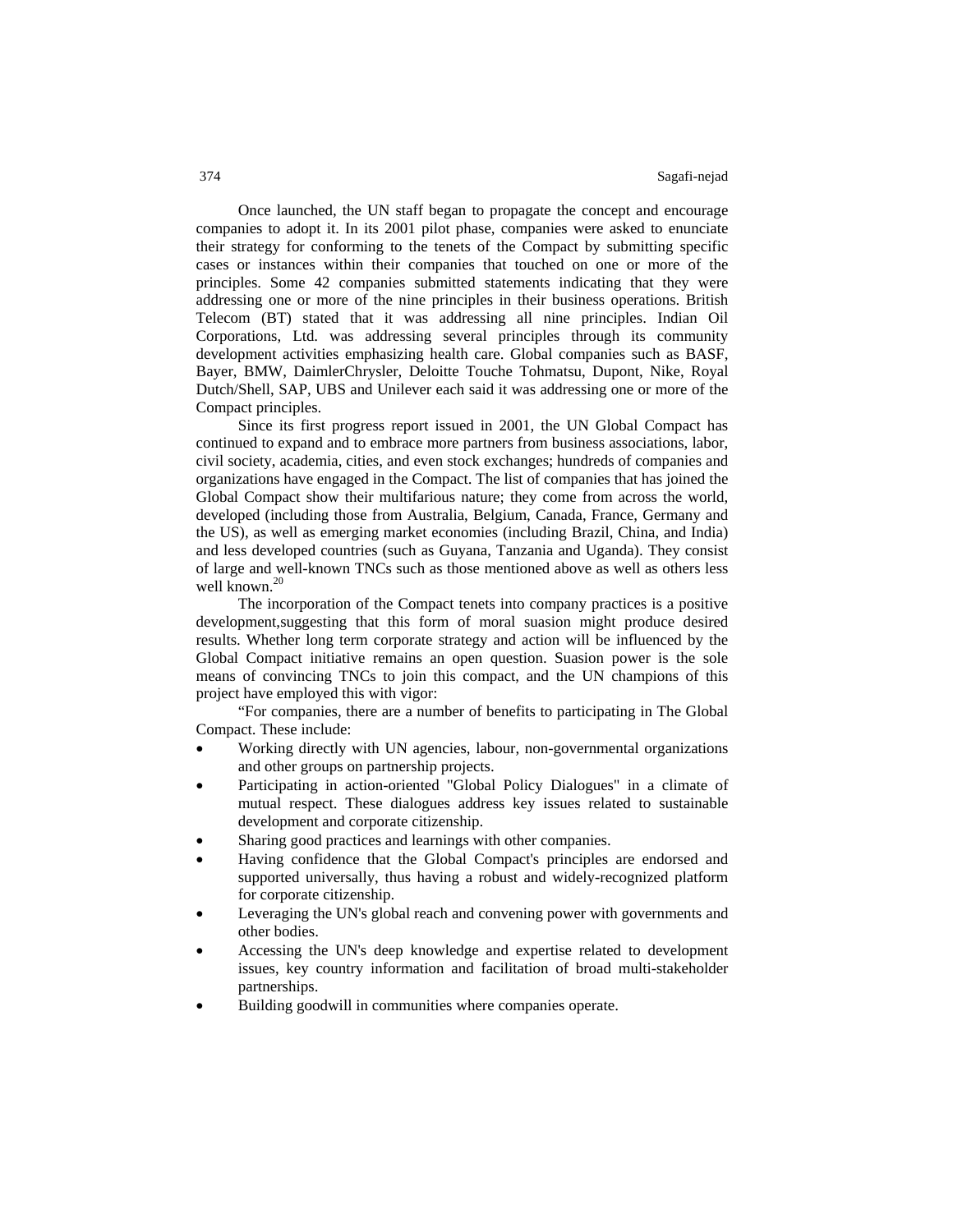Once launched, the UN staff began to propagate the concept and encourage companies to adopt it. In its 2001 pilot phase, companies were asked to enunciate their strategy for conforming to the tenets of the Compact by submitting specific cases or instances within their companies that touched on one or more of the principles. Some 42 companies submitted statements indicating that they were addressing one or more of the nine principles in their business operations. British Telecom (BT) stated that it was addressing all nine principles. Indian Oil Corporations, Ltd. was addressing several principles through its community development activities emphasizing health care. Global companies such as BASF, Bayer, BMW, DaimlerChrysler, Deloitte Touche Tohmatsu, Dupont, Nike, Royal Dutch/Shell, SAP, UBS and Unilever each said it was addressing one or more of the Compact principles.

Since its first progress report issued in 2001, the UN Global Compact has continued to expand and to embrace more partners from business associations, labor, civil society, academia, cities, and even stock exchanges; hundreds of companies and organizations have engaged in the Compact. The list of companies that has joined the Global Compact show their multifarious nature; they come from across the world, developed (including those from Australia, Belgium, Canada, France, Germany and the US), as well as emerging market economies (including Brazil, China, and India) and less developed countries (such as Guyana, Tanzania and Uganda). They consist of large and well-known TNCs such as those mentioned above as well as others less well known.[20]

The incorporation of the Compact tenets into company practices is a positive development,suggesting that this form of moral suasion might produce desired results. Whether long term corporate strategy and action will be influenced by the Global Compact initiative remains an open question. Suasion power is the sole means of convincing TNCs to join this compact, and the UN champions of this project have employed this with vigor:

"For companies, there are a number of benefits to participating in The Global Compact. These include:

- Working directly with UN agencies, labour, non-governmental organizations and other groups on partnership projects.
- Participating in action-oriented "Global Policy Dialogues" in a climate of mutual respect. These dialogues address key issues related to sustainable development and corporate citizenship.
- Sharing good practices and learnings with other companies.
- Having confidence that the Global Compact's principles are endorsed and supported universally, thus having a robust and widely-recognized platform for corporate citizenship.
- Leveraging the UN's global reach and convening power with governments and other bodies.
- Accessing the UN's deep knowledge and expertise related to development issues, key country information and facilitation of broad multi-stakeholder partnerships.
- Building goodwill in communities where companies operate.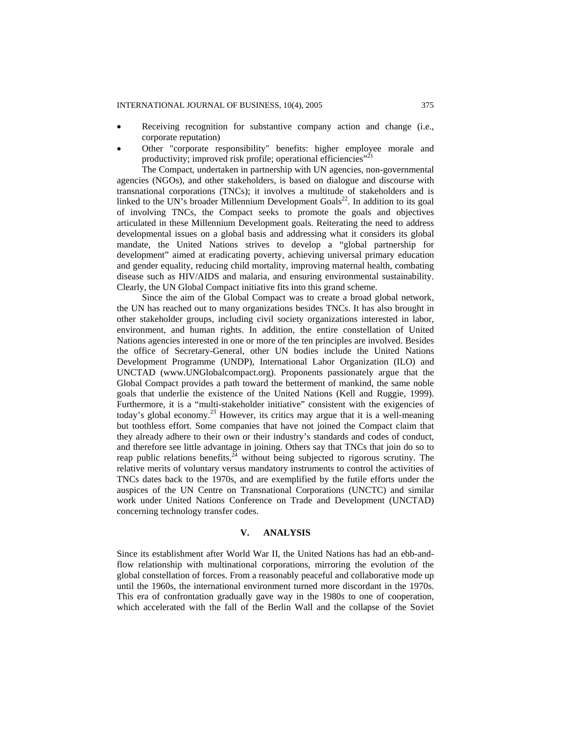- Receiving recognition for substantive company action and change (i.e., corporate reputation)
- Other "corporate responsibility" benefits: higher employee morale and productivity; improved risk profile; operational efficiencies"[21]

The Compact, undertaken in partnership with UN agencies, non-governmental agencies (NGOs), and other stakeholders, is based on dialogue and discourse with transnational corporations (TNCs); it involves a multitude of stakeholders and is linked to the UN's broader Millennium Development Goals[22]. In addition to its goal of involving TNCs, the Compact seeks to promote the goals and objectives articulated in these Millennium Development goals. Reiterating the need to address developmental issues on a global basis and addressing what it considers its global mandate, the United Nations strives to develop a "global partnership for development" aimed at eradicating poverty, achieving universal primary education and gender equality, reducing child mortality, improving maternal health, combating disease such as HIV/AIDS and malaria, and ensuring environmental sustainability. Clearly, the UN Global Compact initiative fits into this grand scheme.

Since the aim of the Global Compact was to create a broad global network, the UN has reached out to many organizations besides TNCs. It has also brought in other stakeholder groups, including civil society organizations interested in labor, environment, and human rights. In addition, the entire constellation of United Nations agencies interested in one or more of the ten principles are involved. Besides the office of Secretary-General, other UN bodies include the United Nations Development Programme (UNDP), International Labor Organization (ILO) and UNCTAD (www.UNGlobalcompact.org). Proponents passionately argue that the Global Compact provides a path toward the betterment of mankind, the same noble goals that underlie the existence of the United Nations (Kell and Ruggie, 1999). Furthermore, it is a "multi-stakeholder initiative" consistent with the exigencies of today's global economy.[23] However, its critics may argue that it is a well-meaning but toothless effort. Some companies that have not joined the Compact claim that they already adhere to their own or their industry's standards and codes of conduct, and therefore see little advantage in joining. Others say that TNCs that join do so to reap public relations benefits,[24] without being subjected to rigorous scrutiny. The relative merits of voluntary versus mandatory instruments to control the activities of TNCs dates back to the 1970s, and are exemplified by the futile efforts under the auspices of the UN Centre on Transnational Corporations (UNCTC) and similar work under United Nations Conference on Trade and Development (UNCTAD) concerning technology transfer codes.

## V. ANALYSIS

Since its establishment after World War II, the United Nations has had an ebb-and-flow relationship with multinational corporations, mirroring the evolution of the global constellation of forces. From a reasonably peaceful and collaborative mode up until the 1960s, the international environment turned more discordant in the 1970s. This era of confrontation gradually gave way in the 1980s to one of cooperation, which accelerated with the fall of the Berlin Wall and the collapse of the Soviet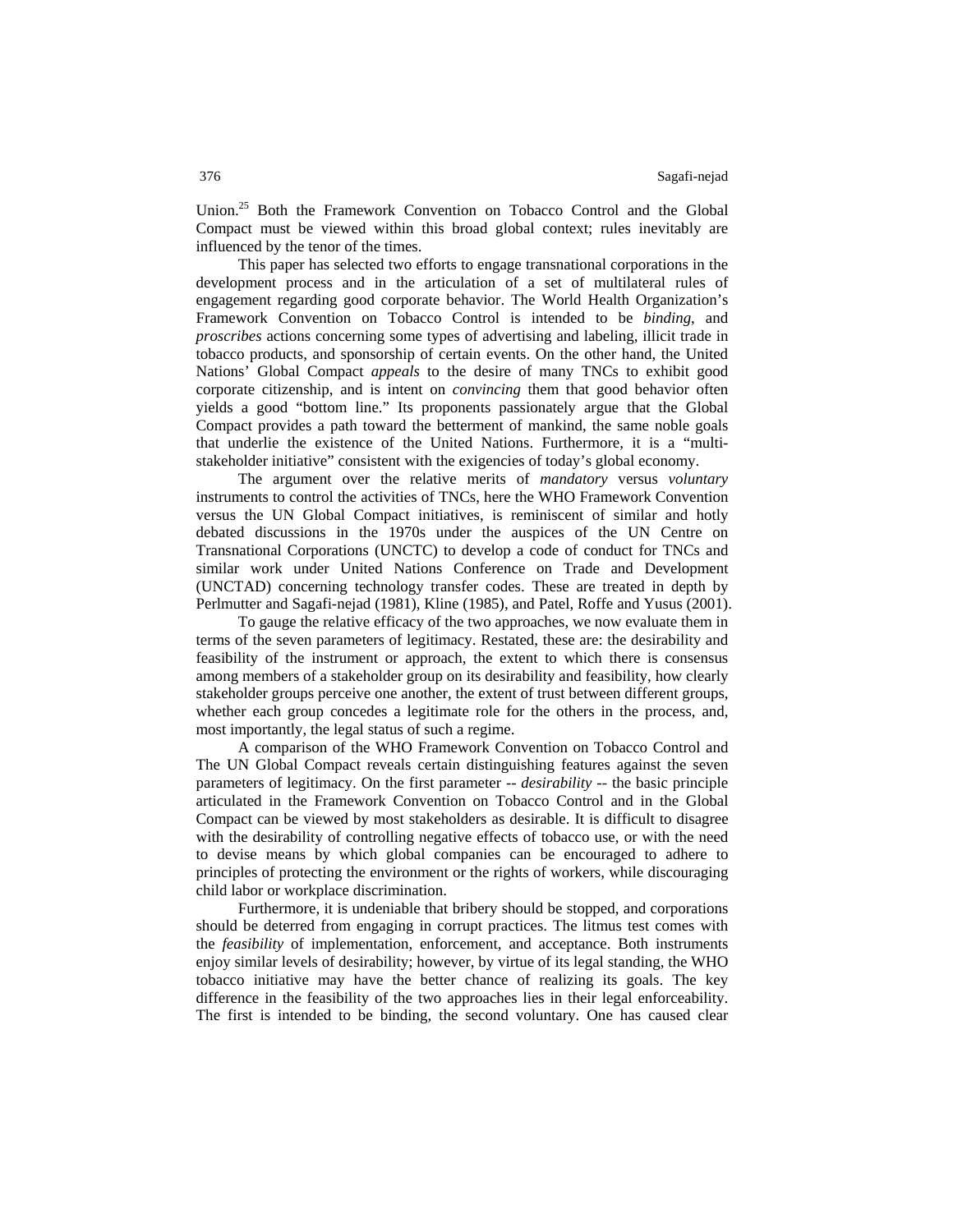Union.[25] Both the Framework Convention on Tobacco Control and the Global Compact must be viewed within this broad global context; rules inevitably are influenced by the tenor of the times.

This paper has selected two efforts to engage transnational corporations in the development process and in the articulation of a set of multilateral rules of engagement regarding good corporate behavior. The World Health Organization's Framework Convention on Tobacco Control is intended to be *binding*, and *proscribes* actions concerning some types of advertising and labeling, illicit trade in tobacco products, and sponsorship of certain events. On the other hand, the United Nations' Global Compact *appeals* to the desire of many TNCs to exhibit good corporate citizenship, and is intent on *convincing* them that good behavior often yields a good "bottom line." Its proponents passionately argue that the Global Compact provides a path toward the betterment of mankind, the same noble goals that underlie the existence of the United Nations. Furthermore, it is a "multi-stakeholder initiative" consistent with the exigencies of today's global economy.

The argument over the relative merits of *mandatory* versus *voluntary* instruments to control the activities of TNCs, here the WHO Framework Convention versus the UN Global Compact initiatives, is reminiscent of similar and hotly debated discussions in the 1970s under the auspices of the UN Centre on Transnational Corporations (UNCTC) to develop a code of conduct for TNCs and similar work under United Nations Conference on Trade and Development (UNCTAD) concerning technology transfer codes. These are treated in depth by Perlmutter and Sagafi-nejad (1981), Kline (1985), and Patel, Roffe and Yusus (2001).

To gauge the relative efficacy of the two approaches, we now evaluate them in terms of the seven parameters of legitimacy. Restated, these are: the desirability and feasibility of the instrument or approach, the extent to which there is consensus among members of a stakeholder group on its desirability and feasibility, how clearly stakeholder groups perceive one another, the extent of trust between different groups, whether each group concedes a legitimate role for the others in the process, and, most importantly, the legal status of such a regime.

A comparison of the WHO Framework Convention on Tobacco Control and The UN Global Compact reveals certain distinguishing features against the seven parameters of legitimacy. On the first parameter -- *desirability* -- the basic principle articulated in the Framework Convention on Tobacco Control and in the Global Compact can be viewed by most stakeholders as desirable. It is difficult to disagree with the desirability of controlling negative effects of tobacco use, or with the need to devise means by which global companies can be encouraged to adhere to principles of protecting the environment or the rights of workers, while discouraging child labor or workplace discrimination.

Furthermore, it is undeniable that bribery should be stopped, and corporations should be deterred from engaging in corrupt practices. The litmus test comes with the *feasibility* of implementation, enforcement, and acceptance. Both instruments enjoy similar levels of desirability; however, by virtue of its legal standing, the WHO tobacco initiative may have the better chance of realizing its goals. The key difference in the feasibility of the two approaches lies in their legal enforceability. The first is intended to be binding, the second voluntary. One has caused clear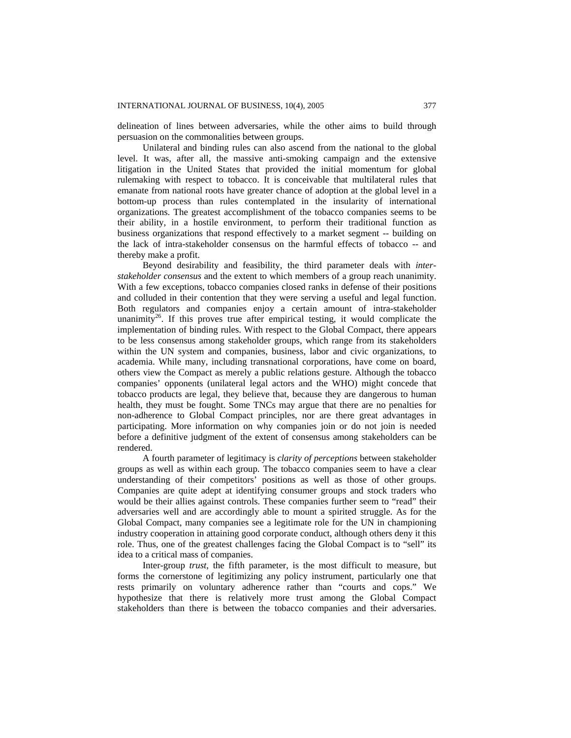delineation of lines between adversaries, while the other aims to build through persuasion on the commonalities between groups.

Unilateral and binding rules can also ascend from the national to the global level. It was, after all, the massive anti-smoking campaign and the extensive litigation in the United States that provided the initial momentum for global rulemaking with respect to tobacco. It is conceivable that multilateral rules that emanate from national roots have greater chance of adoption at the global level in a bottom-up process than rules contemplated in the insularity of international organizations. The greatest accomplishment of the tobacco companies seems to be their ability, in a hostile environment, to perform their traditional function as business organizations that respond effectively to a market segment -- building on the lack of intra-stakeholder consensus on the harmful effects of tobacco -- and thereby make a profit.

Beyond desirability and feasibility, the third parameter deals with *inter-stakeholder consensus* and the extent to which members of a group reach unanimity. With a few exceptions, tobacco companies closed ranks in defense of their positions and colluded in their contention that they were serving a useful and legal function. Both regulators and companies enjoy a certain amount of intra-stakeholder unanimity[26]. If this proves true after empirical testing, it would complicate the implementation of binding rules. With respect to the Global Compact, there appears to be less consensus among stakeholder groups, which range from its stakeholders within the UN system and companies, business, labor and civic organizations, to academia. While many, including transnational corporations, have come on board, others view the Compact as merely a public relations gesture. Although the tobacco companies' opponents (unilateral legal actors and the WHO) might concede that tobacco products are legal, they believe that, because they are dangerous to human health, they must be fought. Some TNCs may argue that there are no penalties for non-adherence to Global Compact principles, nor are there great advantages in participating. More information on why companies join or do not join is needed before a definitive judgment of the extent of consensus among stakeholders can be rendered.

A fourth parameter of legitimacy is *clarity of perceptions* between stakeholder groups as well as within each group. The tobacco companies seem to have a clear understanding of their competitors' positions as well as those of other groups. Companies are quite adept at identifying consumer groups and stock traders who would be their allies against controls. These companies further seem to "read" their adversaries well and are accordingly able to mount a spirited struggle. As for the Global Compact, many companies see a legitimate role for the UN in championing industry cooperation in attaining good corporate conduct, although others deny it this role. Thus, one of the greatest challenges facing the Global Compact is to "sell" its idea to a critical mass of companies.

Inter-group *trust*, the fifth parameter, is the most difficult to measure, but forms the cornerstone of legitimizing any policy instrument, particularly one that rests primarily on voluntary adherence rather than "courts and cops." We hypothesize that there is relatively more trust among the Global Compact stakeholders than there is between the tobacco companies and their adversaries.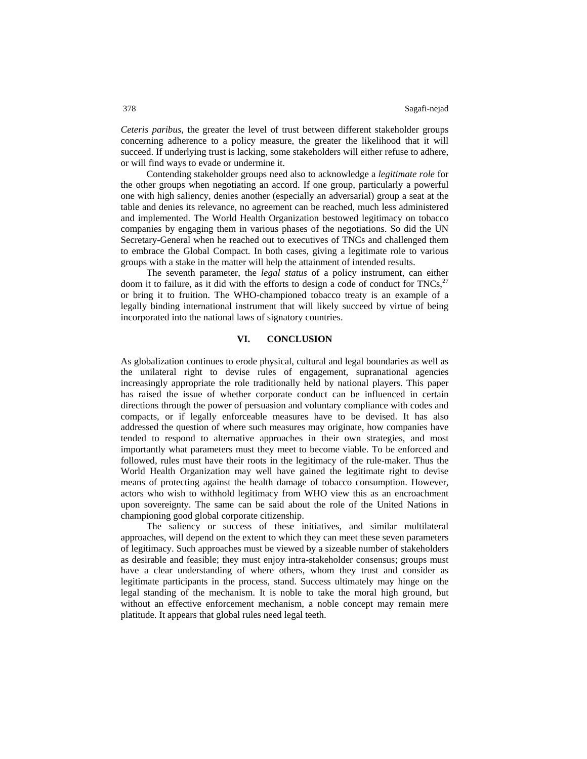*Ceteris paribus*, the greater the level of trust between different stakeholder groups concerning adherence to a policy measure, the greater the likelihood that it will succeed. If underlying trust is lacking, some stakeholders will either refuse to adhere, or will find ways to evade or undermine it.

Contending stakeholder groups need also to acknowledge a *legitimate role* for the other groups when negotiating an accord. If one group, particularly a powerful one with high saliency, denies another (especially an adversarial) group a seat at the table and denies its relevance, no agreement can be reached, much less administered and implemented. The World Health Organization bestowed legitimacy on tobacco companies by engaging them in various phases of the negotiations. So did the UN Secretary-General when he reached out to executives of TNCs and challenged them to embrace the Global Compact. In both cases, giving a legitimate role to various groups with a stake in the matter will help the attainment of intended results.

The seventh parameter, the *legal status* of a policy instrument, can either doom it to failure, as it did with the efforts to design a code of conduct for TNCs,[27] or bring it to fruition. The WHO-championed tobacco treaty is an example of a legally binding international instrument that will likely succeed by virtue of being incorporated into the national laws of signatory countries.

## VI. CONCLUSION

As globalization continues to erode physical, cultural and legal boundaries as well as the unilateral right to devise rules of engagement, supranational agencies increasingly appropriate the role traditionally held by national players. This paper has raised the issue of whether corporate conduct can be influenced in certain directions through the power of persuasion and voluntary compliance with codes and compacts, or if legally enforceable measures have to be devised. It has also addressed the question of where such measures may originate, how companies have tended to respond to alternative approaches in their own strategies, and most importantly what parameters must they meet to become viable. To be enforced and followed, rules must have their roots in the legitimacy of the rule-maker. Thus the World Health Organization may well have gained the legitimate right to devise means of protecting against the health damage of tobacco consumption. However, actors who wish to withhold legitimacy from WHO view this as an encroachment upon sovereignty. The same can be said about the role of the United Nations in championing good global corporate citizenship.

The saliency or success of these initiatives, and similar multilateral approaches, will depend on the extent to which they can meet these seven parameters of legitimacy. Such approaches must be viewed by a sizeable number of stakeholders as desirable and feasible; they must enjoy intra-stakeholder consensus; groups must have a clear understanding of where others, whom they trust and consider as legitimate participants in the process, stand. Success ultimately may hinge on the legal standing of the mechanism. It is noble to take the moral high ground, but without an effective enforcement mechanism, a noble concept may remain mere platitude. It appears that global rules need legal teeth.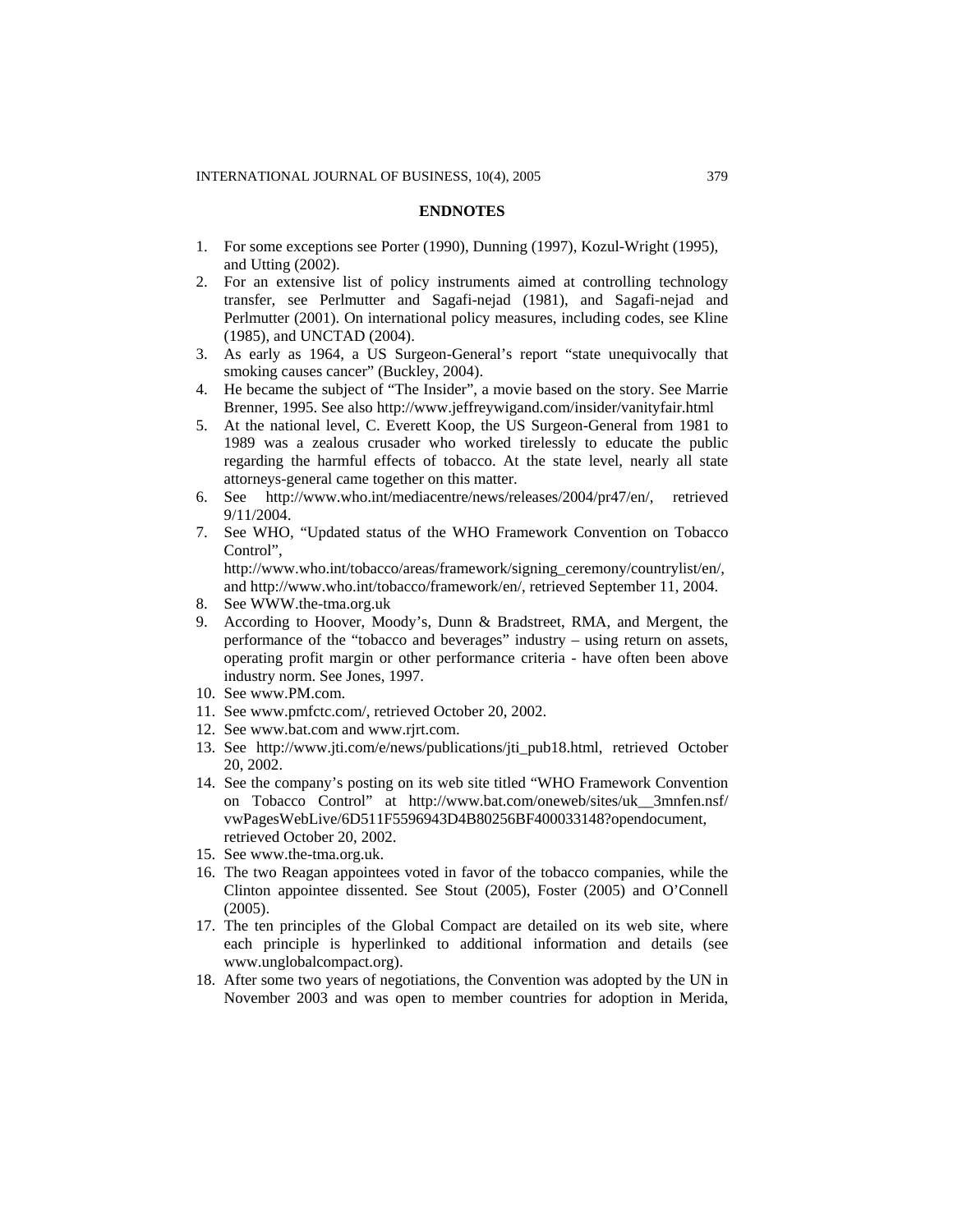## ENDNOTES

1. For some exceptions see Porter (1990), Dunning (1997), Kozul-Wright (1995), and Utting (2002).
2. For an extensive list of policy instruments aimed at controlling technology transfer, see Perlmutter and Sagafi-nejad (1981), and Sagafi-nejad and Perlmutter (2001). On international policy measures, including codes, see Kline (1985), and UNCTAD (2004).
3. As early as 1964, a US Surgeon-General's report "state unequivocally that smoking causes cancer" (Buckley, 2004).
4. He became the subject of "The Insider", a movie based on the story. See Marrie Brenner, 1995. See also http://www.jeffreywigand.com/insider/vanityfair.html
5. At the national level, C. Everett Koop, the US Surgeon-General from 1981 to 1989 was a zealous crusader who worked tirelessly to educate the public regarding the harmful effects of tobacco. At the state level, nearly all state attorneys-general came together on this matter.
6. See http://www.who.int/mediacentre/news/releases/2004/pr47/en/, retrieved 9/11/2004.
7. See WHO, "Updated status of the WHO Framework Convention on Tobacco Control", http://www.who.int/tobacco/areas/framework/signing_ceremony/countrylist/en/, and http://www.who.int/tobacco/framework/en/, retrieved September 11, 2004.
8. See WWW.the-tma.org.uk
9. According to Hoover, Moody's, Dunn & Bradstreet, RMA, and Mergent, the performance of the "tobacco and beverages" industry – using return on assets, operating profit margin or other performance criteria - have often been above industry norm. See Jones, 1997.
10. See www.PM.com.
11. See www.pmfctc.com/, retrieved October 20, 2002.
12. See www.bat.com and www.rjrt.com.
13. See http://www.jti.com/e/news/publications/jti_pub18.html, retrieved October 20, 2002.
14. See the company's posting on its web site titled "WHO Framework Convention on Tobacco Control" at http://www.bat.com/oneweb/sites/uk__3mnfen.nsf/vwPagesWebLive/6D511F5596943D4B80256BF400033148?opendocument, retrieved October 20, 2002.
15. See www.the-tma.org.uk.
16. The two Reagan appointees voted in favor of the tobacco companies, while the Clinton appointee dissented. See Stout (2005), Foster (2005) and O'Connell (2005).
17. The ten principles of the Global Compact are detailed on its web site, where each principle is hyperlinked to additional information and details (see www.unglobalcompact.org).
18. After some two years of negotiations, the Convention was adopted by the UN in November 2003 and was open to member countries for adoption in Merida,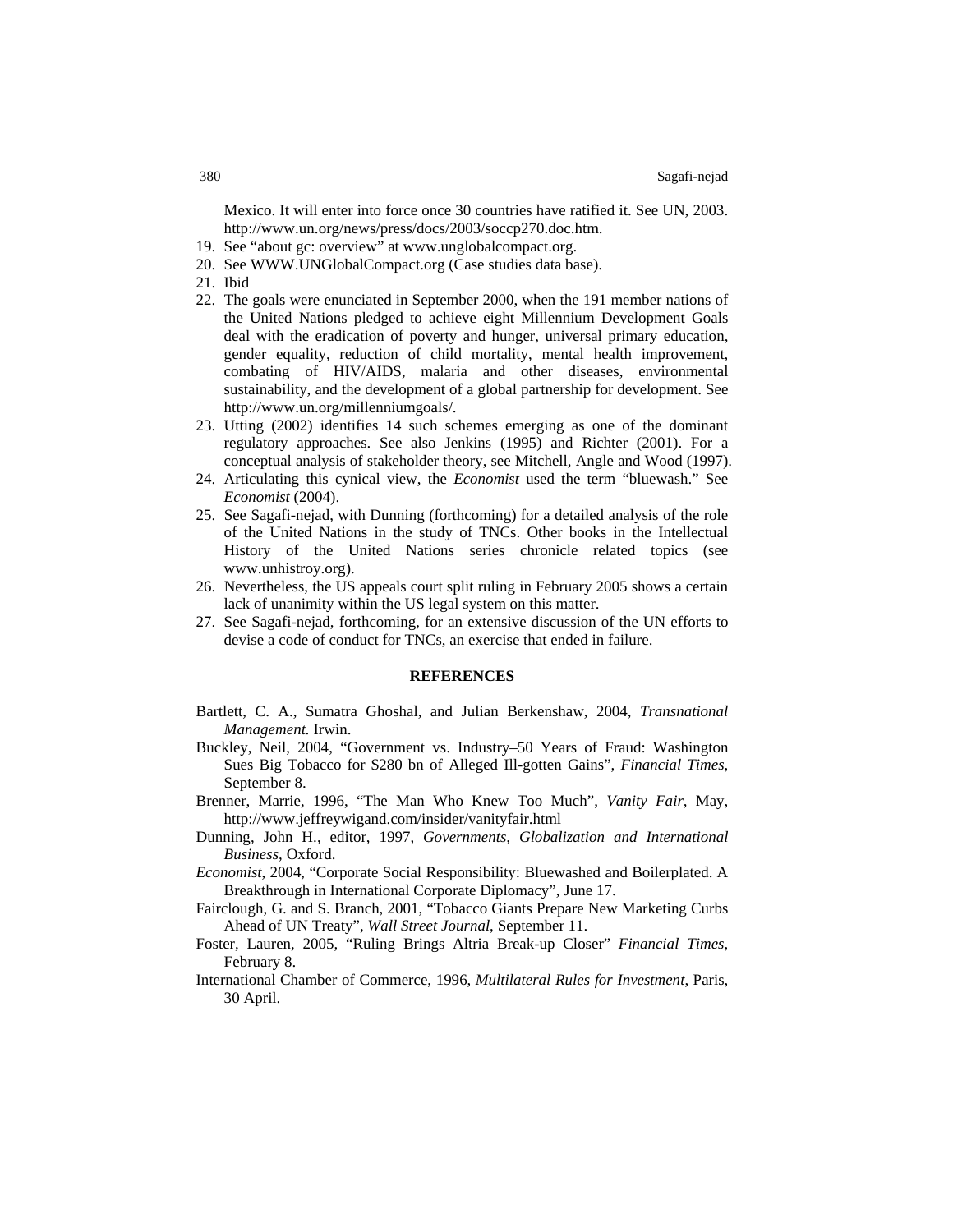Mexico. It will enter into force once 30 countries have ratified it. See UN, 2003. http://www.un.org/news/press/docs/2003/soccp270.doc.htm.

19. See "about gc: overview" at www.unglobalcompact.org.
20. See WWW.UNGlobalCompact.org (Case studies data base).
21. Ibid
22. The goals were enunciated in September 2000, when the 191 member nations of the United Nations pledged to achieve eight Millennium Development Goals deal with the eradication of poverty and hunger, universal primary education, gender equality, reduction of child mortality, mental health improvement, combating of HIV/AIDS, malaria and other diseases, environmental sustainability, and the development of a global partnership for development. See http://www.un.org/millenniumgoals/.
23. Utting (2002) identifies 14 such schemes emerging as one of the dominant regulatory approaches. See also Jenkins (1995) and Richter (2001). For a conceptual analysis of stakeholder theory, see Mitchell, Angle and Wood (1997).
24. Articulating this cynical view, the *Economist* used the term "bluewash." See *Economist* (2004).
25. See Sagafi-nejad, with Dunning (forthcoming) for a detailed analysis of the role of the United Nations in the study of TNCs. Other books in the Intellectual History of the United Nations series chronicle related topics (see www.unhistroy.org).
26. Nevertheless, the US appeals court split ruling in February 2005 shows a certain lack of unanimity within the US legal system on this matter.
27. See Sagafi-nejad, forthcoming, for an extensive discussion of the UN efforts to devise a code of conduct for TNCs, an exercise that ended in failure.

## REFERENCES

Bartlett, C. A., Sumatra Ghoshal, and Julian Berkenshaw, 2004, *Transnational Management.* Irwin.

Buckley, Neil, 2004, "Government vs. Industry–50 Years of Fraud: Washington Sues Big Tobacco for $280 bn of Alleged Ill-gotten Gains", *Financial Times*, September 8.

Brenner, Marrie, 1996, "The Man Who Knew Too Much", *Vanity Fair*, May, http://www.jeffreywigand.com/insider/vanityfair.html

Dunning, John H., editor, 1997, *Governments, Globalization and International Business,* Oxford.

*Economist*, 2004, "Corporate Social Responsibility: Bluewashed and Boilerplated. A Breakthrough in International Corporate Diplomacy", June 17.

Fairclough, G. and S. Branch, 2001, "Tobacco Giants Prepare New Marketing Curbs Ahead of UN Treaty", *Wall Street Journal*, September 11.

Foster, Lauren, 2005, "Ruling Brings Altria Break-up Closer" *Financial Times*, February 8.

International Chamber of Commerce, 1996, *Multilateral Rules for Investment*, Paris, 30 April.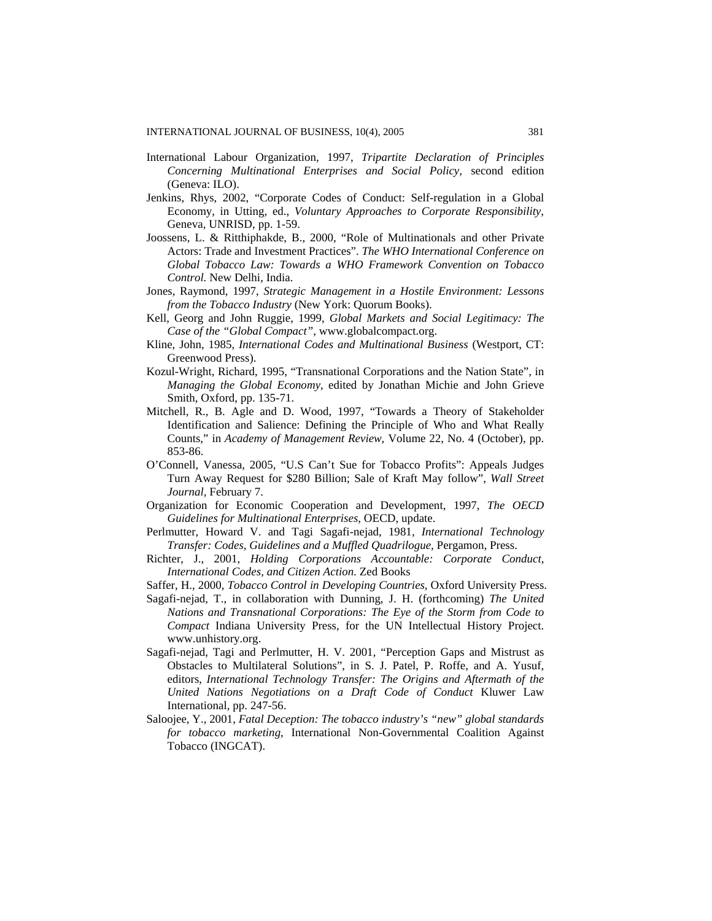International Labour Organization, 1997, *Tripartite Declaration of Principles Concerning Multinational Enterprises and Social Policy,* second edition (Geneva: ILO).

Jenkins, Rhys, 2002, "Corporate Codes of Conduct: Self-regulation in a Global Economy, in Utting, ed., *Voluntary Approaches to Corporate Responsibility*, Geneva, UNRISD, pp. 1-59.

Joossens, L. & Ritthiphakde, B., 2000, "Role of Multinationals and other Private Actors: Trade and Investment Practices". *The WHO International Conference on Global Tobacco Law: Towards a WHO Framework Convention on Tobacco Control.* New Delhi, India.

Jones, Raymond, 1997, *Strategic Management in a Hostile Environment: Lessons from the Tobacco Industry* (New York: Quorum Books).

Kell, Georg and John Ruggie, 1999, *Global Markets and Social Legitimacy: The Case of the "Global Compact"*, www.globalcompact.org.

Kline, John, 1985, *International Codes and Multinational Business* (Westport, CT: Greenwood Press).

Kozul-Wright, Richard, 1995, "Transnational Corporations and the Nation State", in *Managing the Global Economy*, edited by Jonathan Michie and John Grieve Smith, Oxford, pp. 135-71.

Mitchell, R., B. Agle and D. Wood, 1997, "Towards a Theory of Stakeholder Identification and Salience: Defining the Principle of Who and What Really Counts," in *Academy of Management Review,* Volume 22, No. 4 (October), pp. 853-86.

O'Connell, Vanessa, 2005, "U.S Can't Sue for Tobacco Profits": Appeals Judges Turn Away Request for $280 Billion; Sale of Kraft May follow", *Wall Street Journal*, February 7.

Organization for Economic Cooperation and Development, 1997, *The OECD Guidelines for Multinational Enterprises*, OECD, update.

Perlmutter, Howard V. and Tagi Sagafi-nejad, 1981, *International Technology Transfer: Codes, Guidelines and a Muffled Quadrilogue*, Pergamon, Press.

Richter, J., 2001, *Holding Corporations Accountable: Corporate Conduct, International Codes, and Citizen Action.* Zed Books

Saffer, H., 2000, *Tobacco Control in Developing Countries*, Oxford University Press.

Sagafi-nejad, T., in collaboration with Dunning, J. H. (forthcoming) *The United Nations and Transnational Corporations: The Eye of the Storm from Code to Compact* Indiana University Press, for the UN Intellectual History Project. www.unhistory.org.

Sagafi-nejad, Tagi and Perlmutter, H. V. 2001, "Perception Gaps and Mistrust as Obstacles to Multilateral Solutions", in S. J. Patel, P. Roffe, and A. Yusuf, editors, *International Technology Transfer: The Origins and Aftermath of the United Nations Negotiations on a Draft Code of Conduct* Kluwer Law International, pp. 247-56.

Saloojee, Y., 2001, *Fatal Deception: The tobacco industry's "new" global standards for tobacco marketing*, International Non-Governmental Coalition Against Tobacco (INGCAT).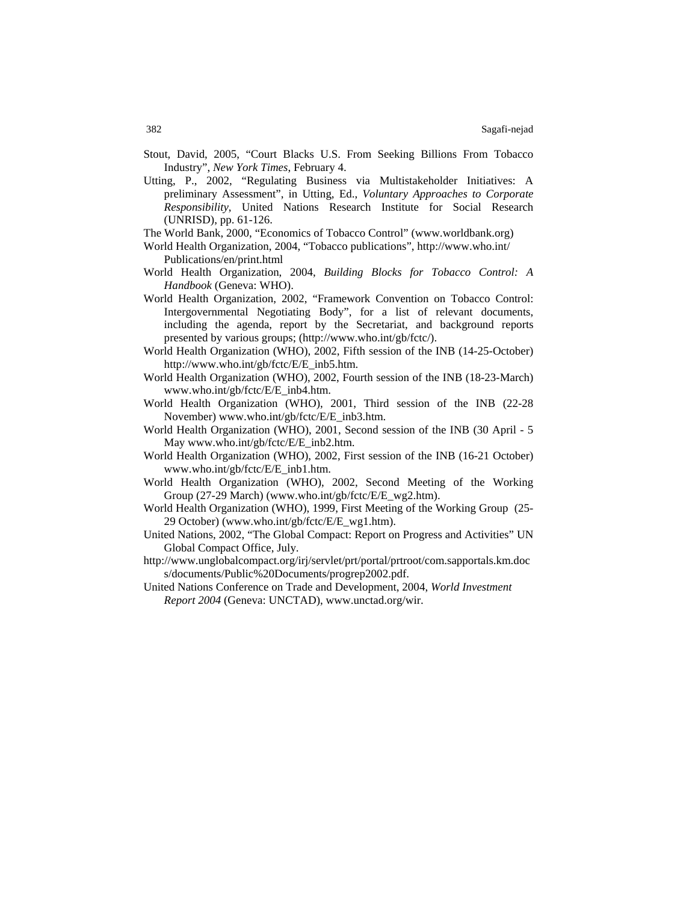Stout, David, 2005, "Court Blacks U.S. From Seeking Billions From Tobacco Industry", *New York Times*, February 4.

Utting, P., 2002, "Regulating Business via Multistakeholder Initiatives: A preliminary Assessment", in Utting, Ed., *Voluntary Approaches to Corporate Responsibility*, United Nations Research Institute for Social Research (UNRISD), pp. 61-126.

The World Bank, 2000, "Economics of Tobacco Control" (www.worldbank.org)

World Health Organization, 2004, "Tobacco publications", http://www.who.int/ Publications/en/print.html

World Health Organization, 2004, *Building Blocks for Tobacco Control: A Handbook* (Geneva: WHO).

World Health Organization, 2002, "Framework Convention on Tobacco Control: Intergovernmental Negotiating Body", for a list of relevant documents, including the agenda, report by the Secretariat, and background reports presented by various groups; (http://www.who.int/gb/fctc/).

World Health Organization (WHO), 2002, Fifth session of the INB (14-25-October) http://www.who.int/gb/fctc/E/E_inb5.htm.

World Health Organization (WHO), 2002, Fourth session of the INB (18-23-March) www.who.int/gb/fctc/E/E_inb4.htm.

World Health Organization (WHO), 2001, Third session of the INB (22-28 November) www.who.int/gb/fctc/E/E_inb3.htm.

World Health Organization (WHO), 2001, Second session of the INB (30 April - 5 May www.who.int/gb/fctc/E/E_inb2.htm.

World Health Organization (WHO), 2002, First session of the INB (16-21 October) www.who.int/gb/fctc/E/E_inb1.htm.

World Health Organization (WHO), 2002, Second Meeting of the Working Group (27-29 March) (www.who.int/gb/fctc/E/E_wg2.htm).

World Health Organization (WHO), 1999, First Meeting of the Working Group (25-29 October) (www.who.int/gb/fctc/E/E_wg1.htm).

United Nations, 2002, "The Global Compact: Report on Progress and Activities" UN Global Compact Office, July.

http://www.unglobalcompact.org/irj/servlet/prt/portal/prtroot/com.sapportals.km.docs/documents/Public%20Documents/progrep2002.pdf.

United Nations Conference on Trade and Development, 2004, *World Investment Report 2004* (Geneva: UNCTAD), www.unctad.org/wir.